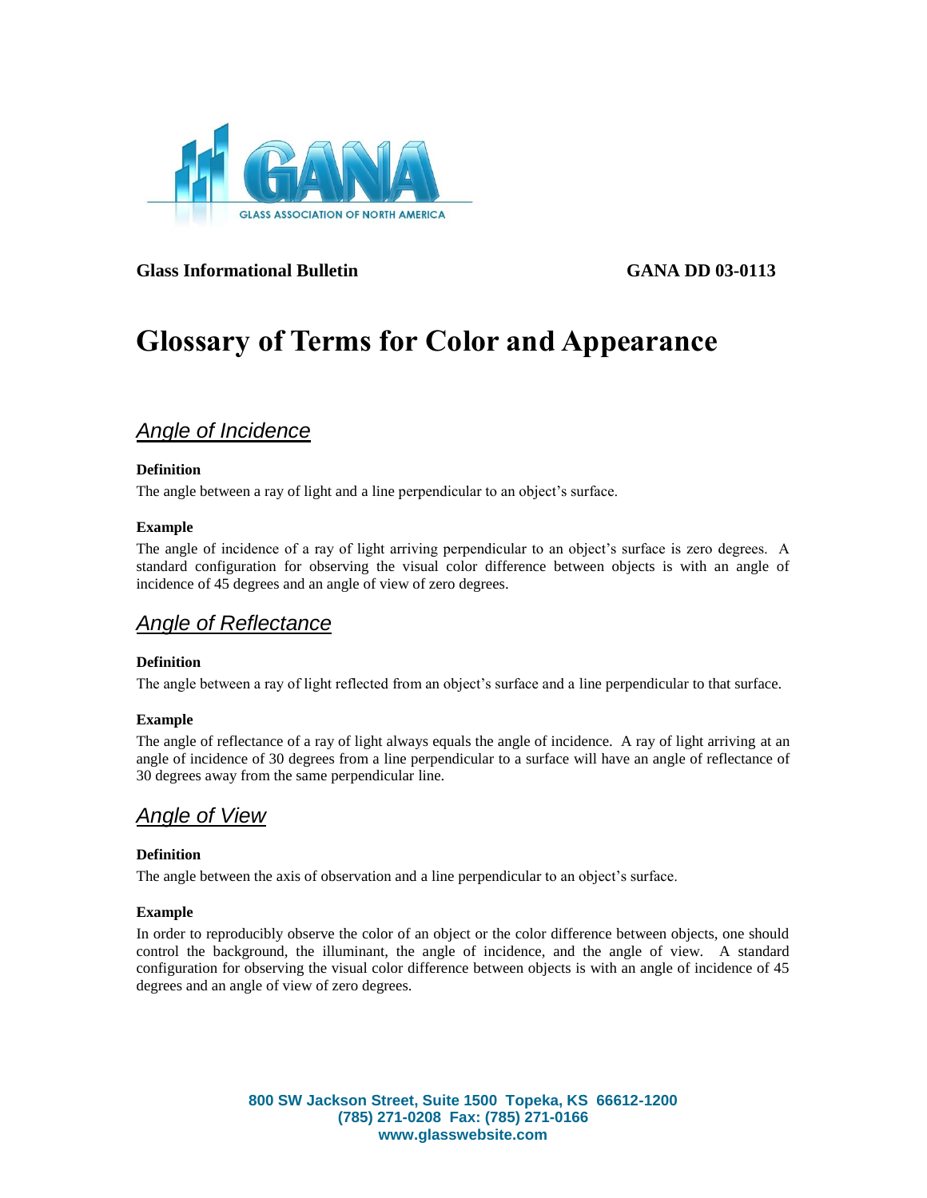Glass Informational Bulletin **GANA DD 03-0113**

# Glossary of Terms for Color and Appearance

## *Angle of Incidence*

**Definition**

The angle between a ray of light and a line perpendicular to an object's surface.

**Example**

The angle of incidence of a ray of light arriving perpendicular to an object's surface is zero degrees. A standard configuration for observing the visual color difference between objects is with an angle of incidence of 45 degrees and an angle of view of zero degrees.

## *Angle of Reflectance*

**Definition**

The angle between a ray of light reflected from an object's surface and a line perpendicular to that surface.

**Example**

The angle of reflectance of a ray of light always equals the angle of incidence. A ray of light arriving at an angle of incidence of 30 degrees from a line perpendicular to a surface will have an angle of reflectance of 30 degrees away from the same perpendicular line.

## *Angle of View*

**Definition**

The angle between the axis of observation and a line perpendicular to an object's surface.

**Example**

In order to reproducibly observe the color of an object or the color difference between objects, one should control the background, the illuminant, the angle of incidence, and the angle of view. A standard configuration for observing the visual color difference between objects is with an angle of incidence of 45 degrees and an angle of view of zero degrees.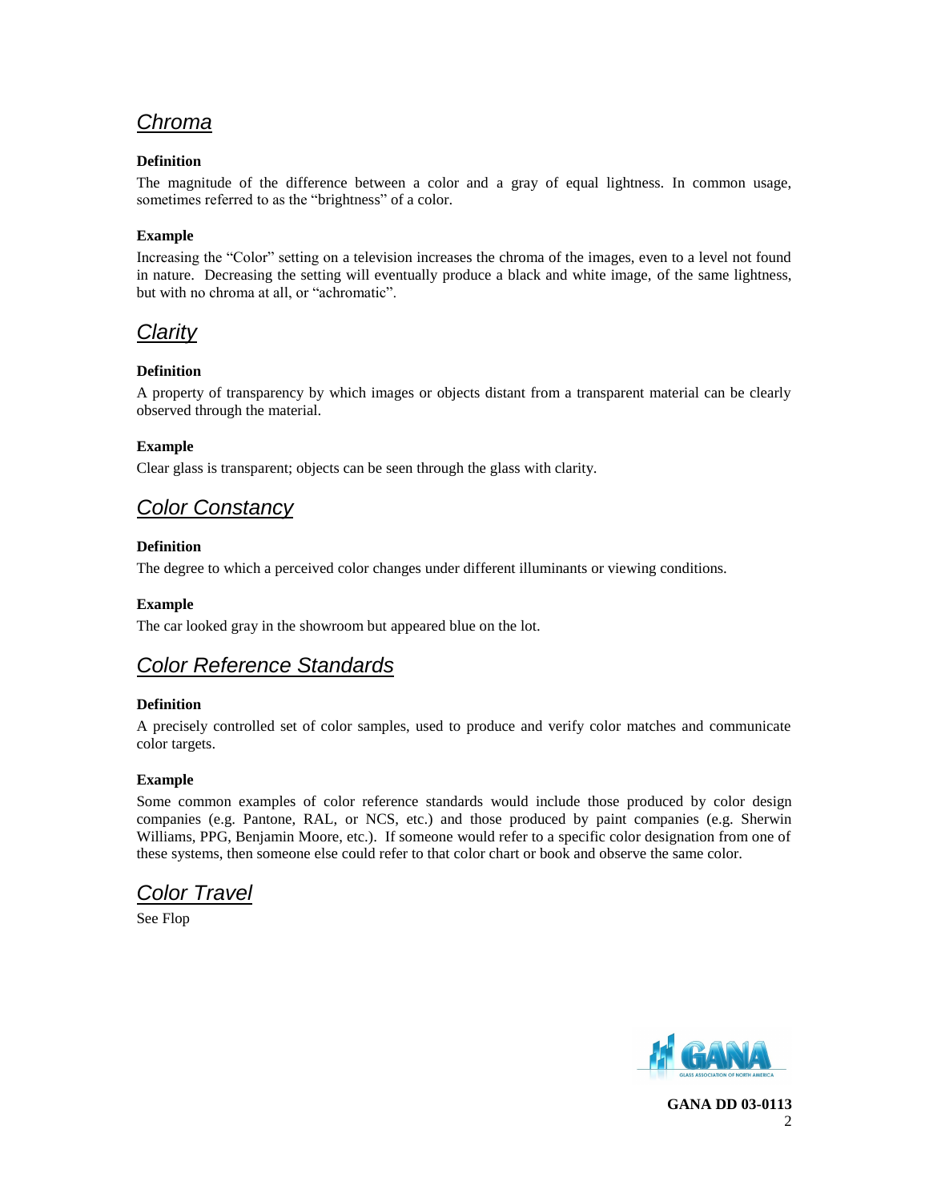## *Chroma*

**Definition**

The magnitude of the difference between a color and a gray of equal lightness. In common usage, sometimes referred to as the "brightness" of a color.

**Example**

Increasing the "Color" setting on a television increases the chroma of the images, even to a level not found in nature. Decreasing the setting will eventually produce a black and white image, of the same lightness, but with no chroma at all, or "achromatic".

## *Clarity*

**Definition**

A property of transparency by which images or objects distant from a transparent material can be clearly observed through the material.

**Example**

Clear glass is transparent; objects can be seen through the glass with clarity.

## *Color Constancy*

**Definition**

The degree to which a perceived color changes under different illuminants or viewing conditions.

**Example**

The car looked gray in the showroom but appeared blue on the lot.

## *Color Reference Standards*

**Definition**

A precisely controlled set of color samples, used to produce and verify color matches and communicate color targets.

**Example**

Some common examples of color reference standards would include those produced by color design companies (e.g. Pantone, RAL, or NCS, etc.) and those produced by paint companies (e.g. Sherwin Williams, PPG, Benjamin Moore, etc.). If someone would refer to a specific color designation from one of these systems, then someone else could refer to that color chart or book and observe the same color.

## *Color Travel*

See Flop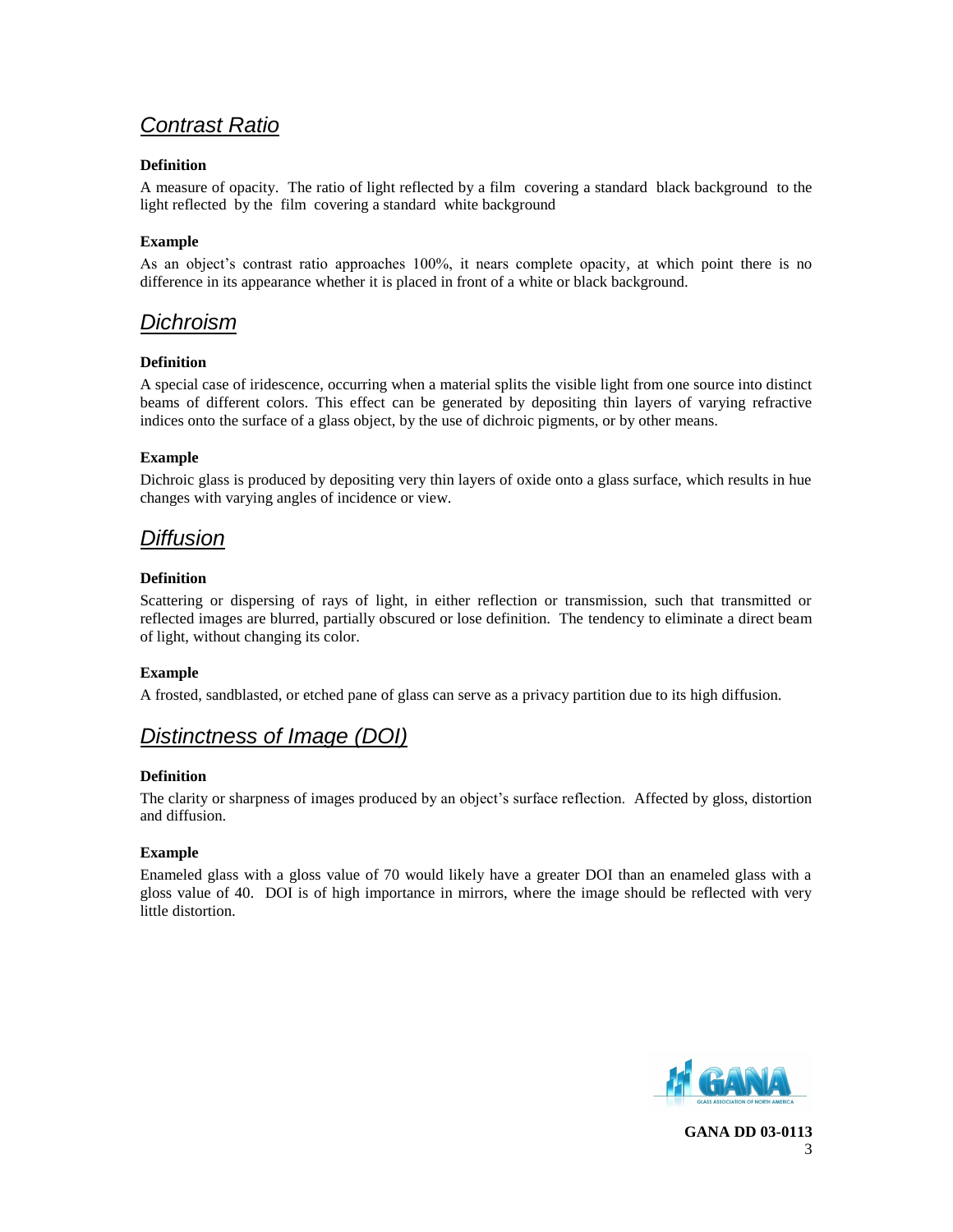## *Contrast Ratio*

**Definition**

A measure of opacity. The ratio of light reflected by a film covering a standard black background to the light reflected by the film covering a standard white background

**Example**

As an object's contrast ratio approaches 100%, it nears complete opacity, at which point there is no difference in its appearance whether it is placed in front of a white or black background.

## *Dichroism*

**Definition**

A special case of iridescence, occurring when a material splits the visible light from one source into distinct beams of different colors. This effect can be generated by depositing thin layers of varying refractive indices onto the surface of a glass object, by the use of dichroic pigments, or by other means.

**Example**

Dichroic glass is produced by depositing very thin layers of oxide onto a glass surface, which results in hue changes with varying angles of incidence or view.

## *Diffusion*

**Definition**

Scattering or dispersing of rays of light, in either reflection or transmission, such that transmitted or reflected images are blurred, partially obscured or lose definition. The tendency to eliminate a direct beam of light, without changing its color.

**Example**

A frosted, sandblasted, or etched pane of glass can serve as a privacy partition due to its high diffusion.

## *Distinctness of Image (DOI)*

**Definition**

The clarity or sharpness of images produced by an object's surface reflection. Affected by gloss, distortion and diffusion.

**Example**

Enameled glass with a gloss value of 70 would likely have a greater DOI than an enameled glass with a gloss value of 40. DOI is of high importance in mirrors, where the image should be reflected with very little distortion.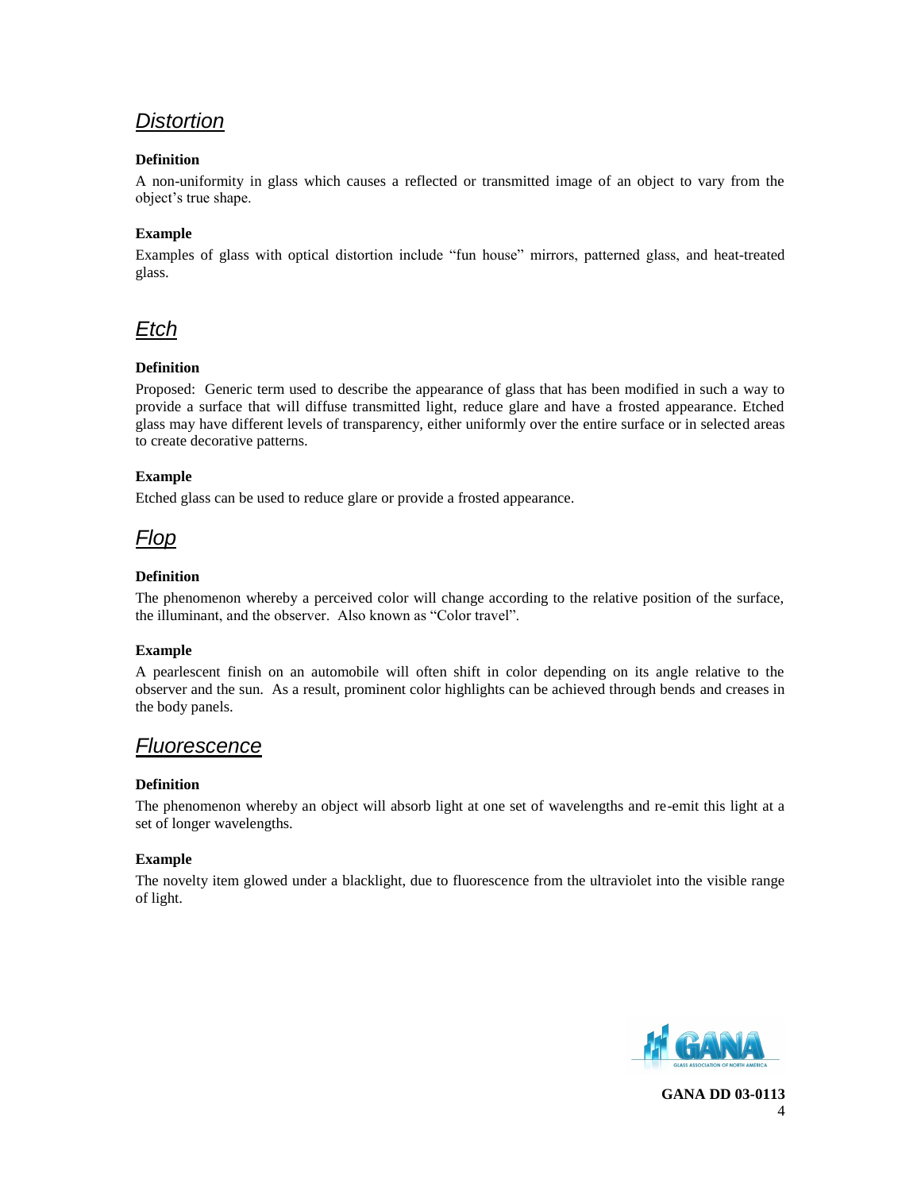## *Distortion*

**Definition**

A non-uniformity in glass which causes a reflected or transmitted image of an object to vary from the object's true shape.

**Example**

Examples of glass with optical distortion include "fun house" mirrors, patterned glass, and heat-treated glass.

## *Etch*

**Definition**

Proposed: Generic term used to describe the appearance of glass that has been modified in such a way to provide a surface that will diffuse transmitted light, reduce glare and have a frosted appearance. Etched glass may have different levels of transparency, either uniformly over the entire surface or in selected areas to create decorative patterns.

**Example**

Etched glass can be used to reduce glare or provide a frosted appearance.

## *Flop*

**Definition**

The phenomenon whereby a perceived color will change according to the relative position of the surface, the illuminant, and the observer. Also known as "Color travel".

**Example**

A pearlescent finish on an automobile will often shift in color depending on its angle relative to the observer and the sun. As a result, prominent color highlights can be achieved through bends and creases in the body panels.

## *Fluorescence*

**Definition**

The phenomenon whereby an object will absorb light at one set of wavelengths and re-emit this light at a set of longer wavelengths.

**Example**

The novelty item glowed under a blacklight, due to fluorescence from the ultraviolet into the visible range of light.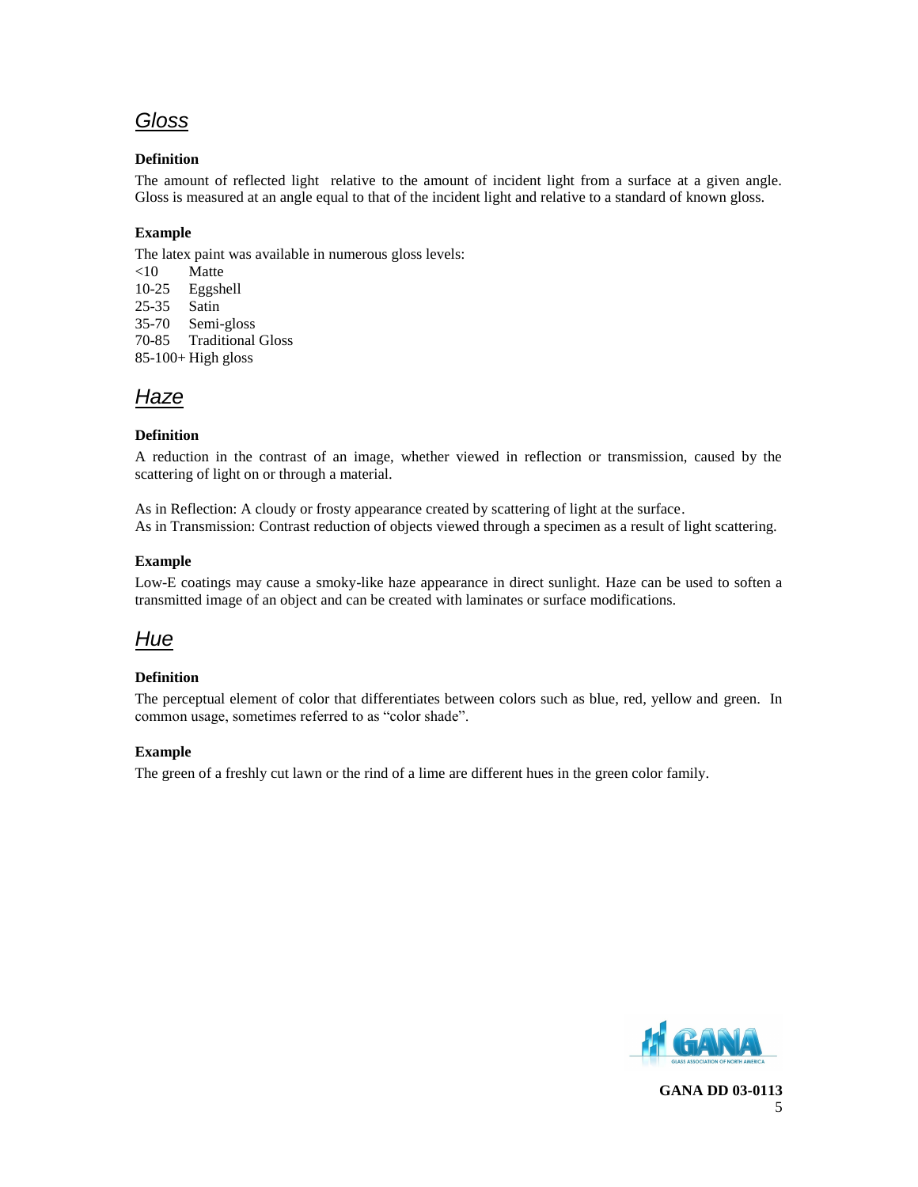## *Gloss*

**Definition**

The amount of reflected light relative to the amount of incident light from a surface at a given angle. Gloss is measured at an angle equal to that of the incident light and relative to a standard of known gloss.

**Example**

The latex paint was available in numerous gloss levels:

<10 Matte
10-25 Eggshell
25-35 Satin
35-70 Semi-gloss
70-85 Traditional Gloss
85-100+ High gloss

## *Haze*

**Definition**

A reduction in the contrast of an image, whether viewed in reflection or transmission, caused by the scattering of light on or through a material.

As in Reflection: A cloudy or frosty appearance created by scattering of light at the surface.
As in Transmission: Contrast reduction of objects viewed through a specimen as a result of light scattering.

**Example**

Low-E coatings may cause a smoky-like haze appearance in direct sunlight. Haze can be used to soften a transmitted image of an object and can be created with laminates or surface modifications.

## *Hue*

**Definition**

The perceptual element of color that differentiates between colors such as blue, red, yellow and green. In common usage, sometimes referred to as "color shade".

**Example**

The green of a freshly cut lawn or the rind of a lime are different hues in the green color family.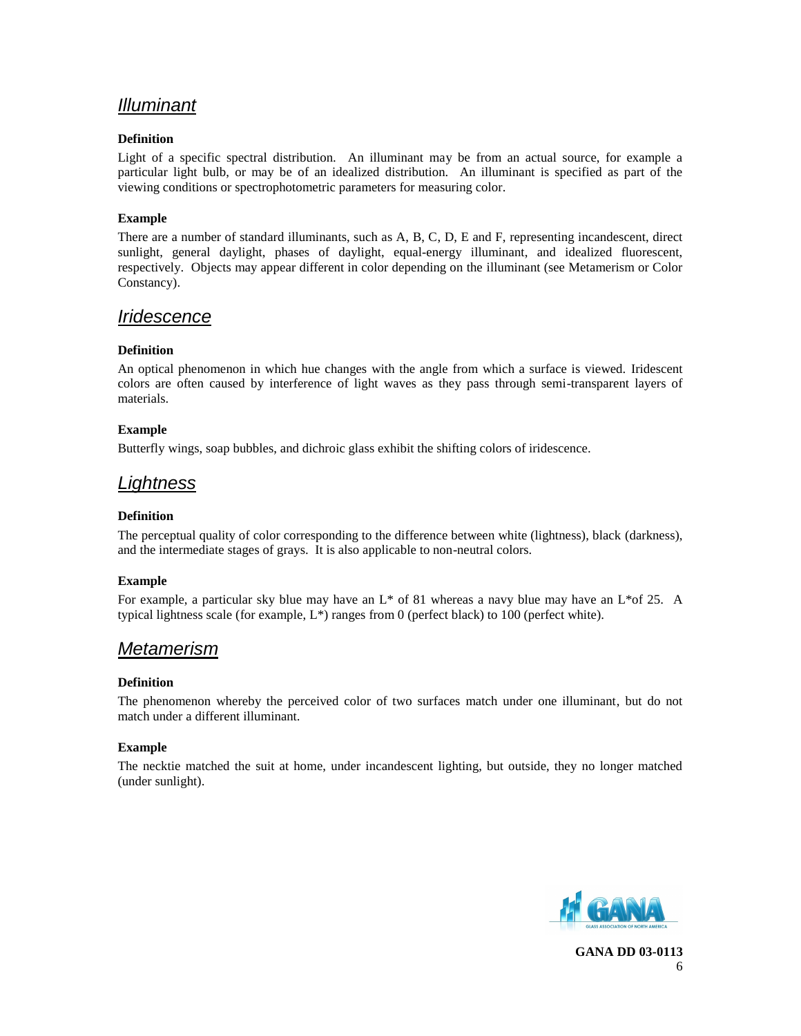## *Illuminant*

**Definition**

Light of a specific spectral distribution. An illuminant may be from an actual source, for example a particular light bulb, or may be of an idealized distribution. An illuminant is specified as part of the viewing conditions or spectrophotometric parameters for measuring color.

**Example**

There are a number of standard illuminants, such as A, B, C, D, E and F, representing incandescent, direct sunlight, general daylight, phases of daylight, equal-energy illuminant, and idealized fluorescent, respectively. Objects may appear different in color depending on the illuminant (see Metamerism or Color Constancy).

## *Iridescence*

**Definition**

An optical phenomenon in which hue changes with the angle from which a surface is viewed. Iridescent colors are often caused by interference of light waves as they pass through semi-transparent layers of materials.

**Example**

Butterfly wings, soap bubbles, and dichroic glass exhibit the shifting colors of iridescence.

## *Lightness*

**Definition**

The perceptual quality of color corresponding to the difference between white (lightness), black (darkness), and the intermediate stages of grays. It is also applicable to non-neutral colors.

**Example**

For example, a particular sky blue may have an $L^*$ of 81 whereas a navy blue may have an $L^*$ of 25. A typical lightness scale (for example, $L^*$) ranges from 0 (perfect black) to 100 (perfect white).

## *Metamerism*

**Definition**

The phenomenon whereby the perceived color of two surfaces match under one illuminant, but do not match under a different illuminant.

**Example**

The necktie matched the suit at home, under incandescent lighting, but outside, they no longer matched (under sunlight).

GANA DD 03-0113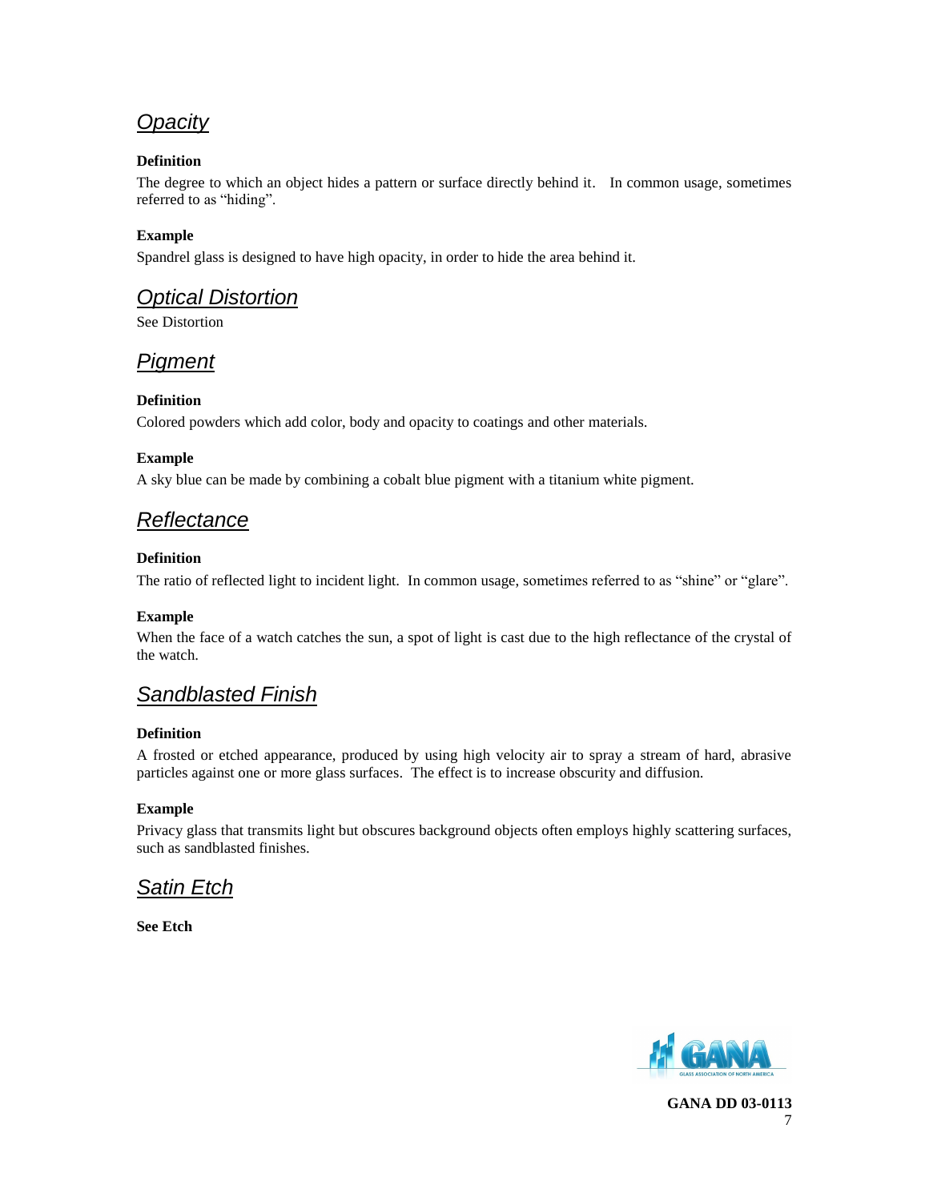## *Opacity*

**Definition**

The degree to which an object hides a pattern or surface directly behind it. In common usage, sometimes referred to as "hiding".

**Example**

Spandrel glass is designed to have high opacity, in order to hide the area behind it.

## *Optical Distortion*

See Distortion

## *Pigment*

**Definition**

Colored powders which add color, body and opacity to coatings and other materials.

**Example**

A sky blue can be made by combining a cobalt blue pigment with a titanium white pigment.

## *Reflectance*

**Definition**

The ratio of reflected light to incident light. In common usage, sometimes referred to as "shine" or "glare".

**Example**

When the face of a watch catches the sun, a spot of light is cast due to the high reflectance of the crystal of the watch.

## *Sandblasted Finish*

**Definition**

A frosted or etched appearance, produced by using high velocity air to spray a stream of hard, abrasive particles against one or more glass surfaces. The effect is to increase obscurity and diffusion.

**Example**

Privacy glass that transmits light but obscures background objects often employs highly scattering surfaces, such as sandblasted finishes.

## *Satin Etch*

**See Etch**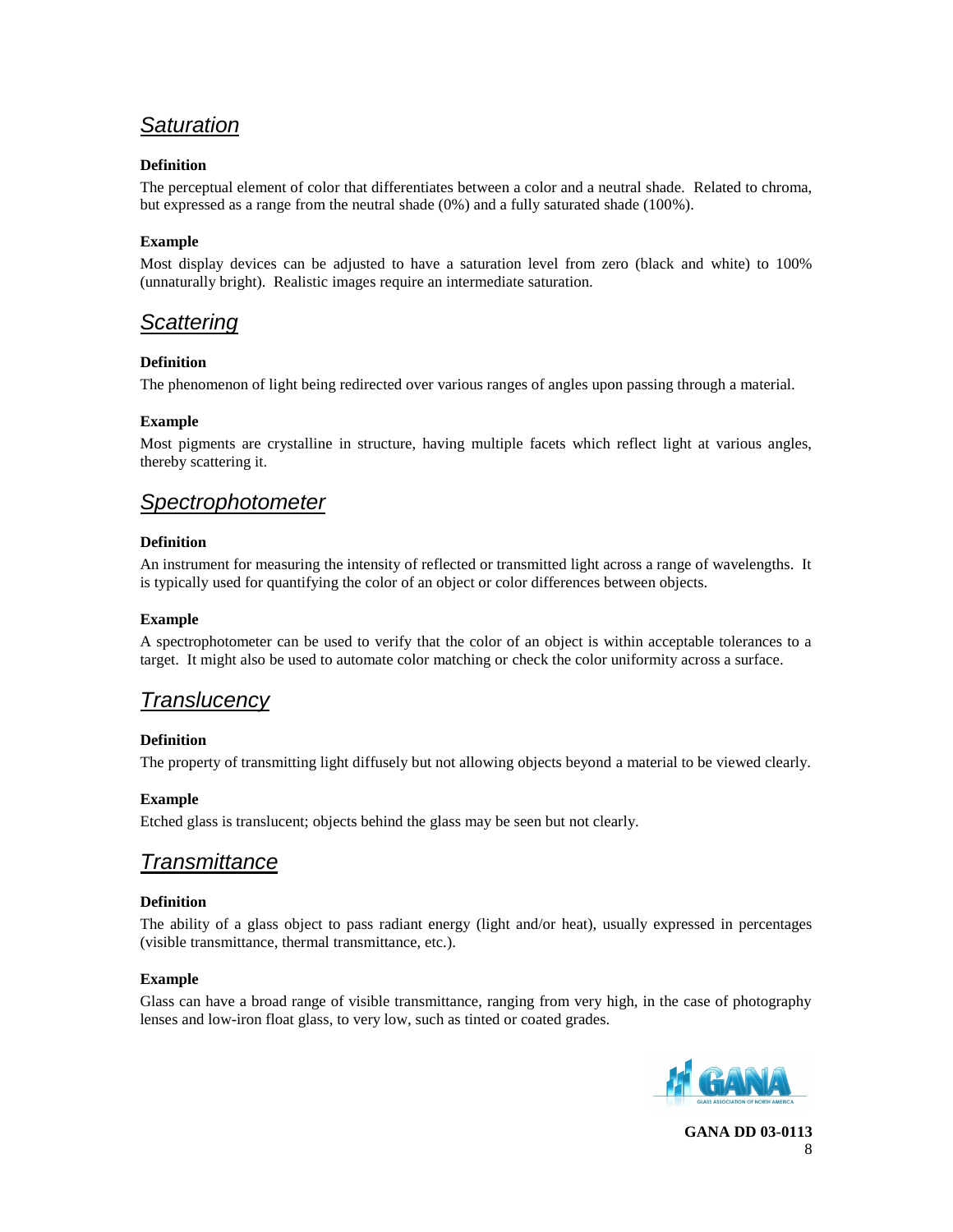## *Saturation*

**Definition**

The perceptual element of color that differentiates between a color and a neutral shade. Related to chroma, but expressed as a range from the neutral shade (0%) and a fully saturated shade (100%).

**Example**

Most display devices can be adjusted to have a saturation level from zero (black and white) to 100% (unnaturally bright). Realistic images require an intermediate saturation.

## *Scattering*

**Definition**

The phenomenon of light being redirected over various ranges of angles upon passing through a material.

**Example**

Most pigments are crystalline in structure, having multiple facets which reflect light at various angles, thereby scattering it.

## *Spectrophotometer*

**Definition**

An instrument for measuring the intensity of reflected or transmitted light across a range of wavelengths. It is typically used for quantifying the color of an object or color differences between objects.

**Example**

A spectrophotometer can be used to verify that the color of an object is within acceptable tolerances to a target. It might also be used to automate color matching or check the color uniformity across a surface.

## *Translucency*

**Definition**

The property of transmitting light diffusely but not allowing objects beyond a material to be viewed clearly.

**Example**

Etched glass is translucent; objects behind the glass may be seen but not clearly.

## *Transmittance*

**Definition**

The ability of a glass object to pass radiant energy (light and/or heat), usually expressed in percentages (visible transmittance, thermal transmittance, etc.).

**Example**

Glass can have a broad range of visible transmittance, ranging from very high, in the case of photography lenses and low-iron float glass, to very low, such as tinted or coated grades.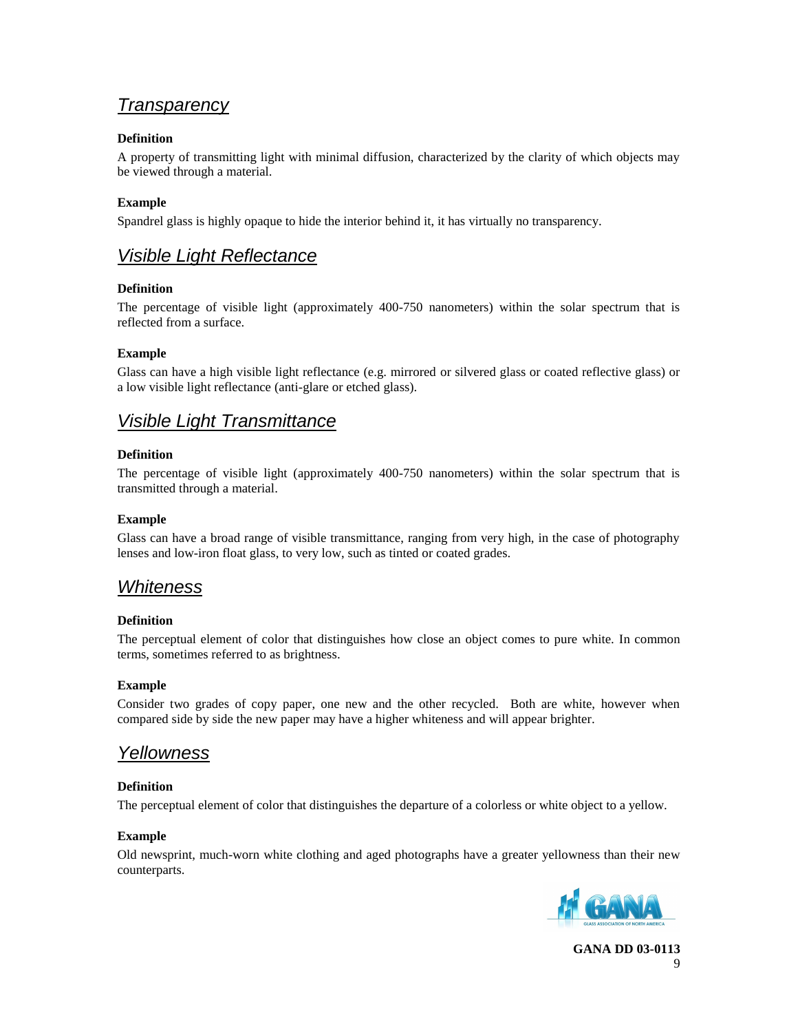## *Transparency*

**Definition**

A property of transmitting light with minimal diffusion, characterized by the clarity of which objects may be viewed through a material.

**Example**

Spandrel glass is highly opaque to hide the interior behind it, it has virtually no transparency.

## *Visible Light Reflectance*

**Definition**

The percentage of visible light (approximately 400-750 nanometers) within the solar spectrum that is reflected from a surface.

**Example**

Glass can have a high visible light reflectance (e.g. mirrored or silvered glass or coated reflective glass) or a low visible light reflectance (anti-glare or etched glass).

## *Visible Light Transmittance*

**Definition**

The percentage of visible light (approximately 400-750 nanometers) within the solar spectrum that is transmitted through a material.

**Example**

Glass can have a broad range of visible transmittance, ranging from very high, in the case of photography lenses and low-iron float glass, to very low, such as tinted or coated grades.

## *Whiteness*

**Definition**

The perceptual element of color that distinguishes how close an object comes to pure white. In common terms, sometimes referred to as brightness.

**Example**

Consider two grades of copy paper, one new and the other recycled. Both are white, however when compared side by side the new paper may have a higher whiteness and will appear brighter.

## *Yellowness*

**Definition**

The perceptual element of color that distinguishes the departure of a colorless or white object to a yellow.

**Example**

Old newsprint, much-worn white clothing and aged photographs have a greater yellowness than their new counterparts.

**GANA DD 03-0113**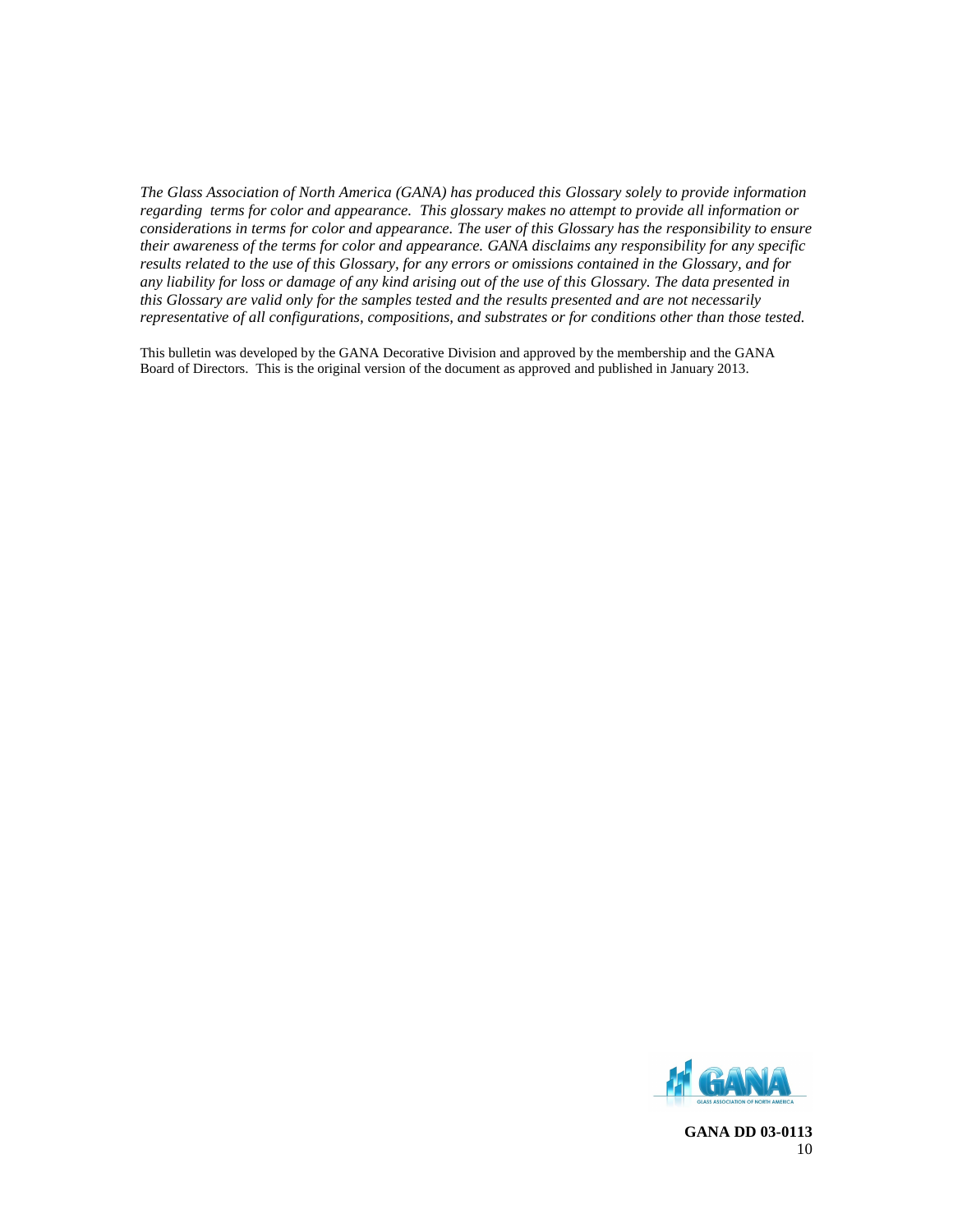*The Glass Association of North America (GANA) has produced this Glossary solely to provide information regarding  terms for color and appearance.  This glossary makes no attempt to provide all information or considerations in terms for color and appearance. The user of this Glossary has the responsibility to ensure their awareness of the terms for color and appearance. GANA disclaims any responsibility for any specific results related to the use of this Glossary, for any errors or omissions contained in the Glossary, and for any liability for loss or damage of any kind arising out of the use of this Glossary. The data presented in this Glossary are valid only for the samples tested and the results presented and are not necessarily representative of all configurations, compositions, and substrates or for conditions other than those tested.*

This bulletin was developed by the GANA Decorative Division and approved by the membership and the GANA Board of Directors.  This is the original version of the document as approved and published in January 2013.

**GANA DD 03-0113**